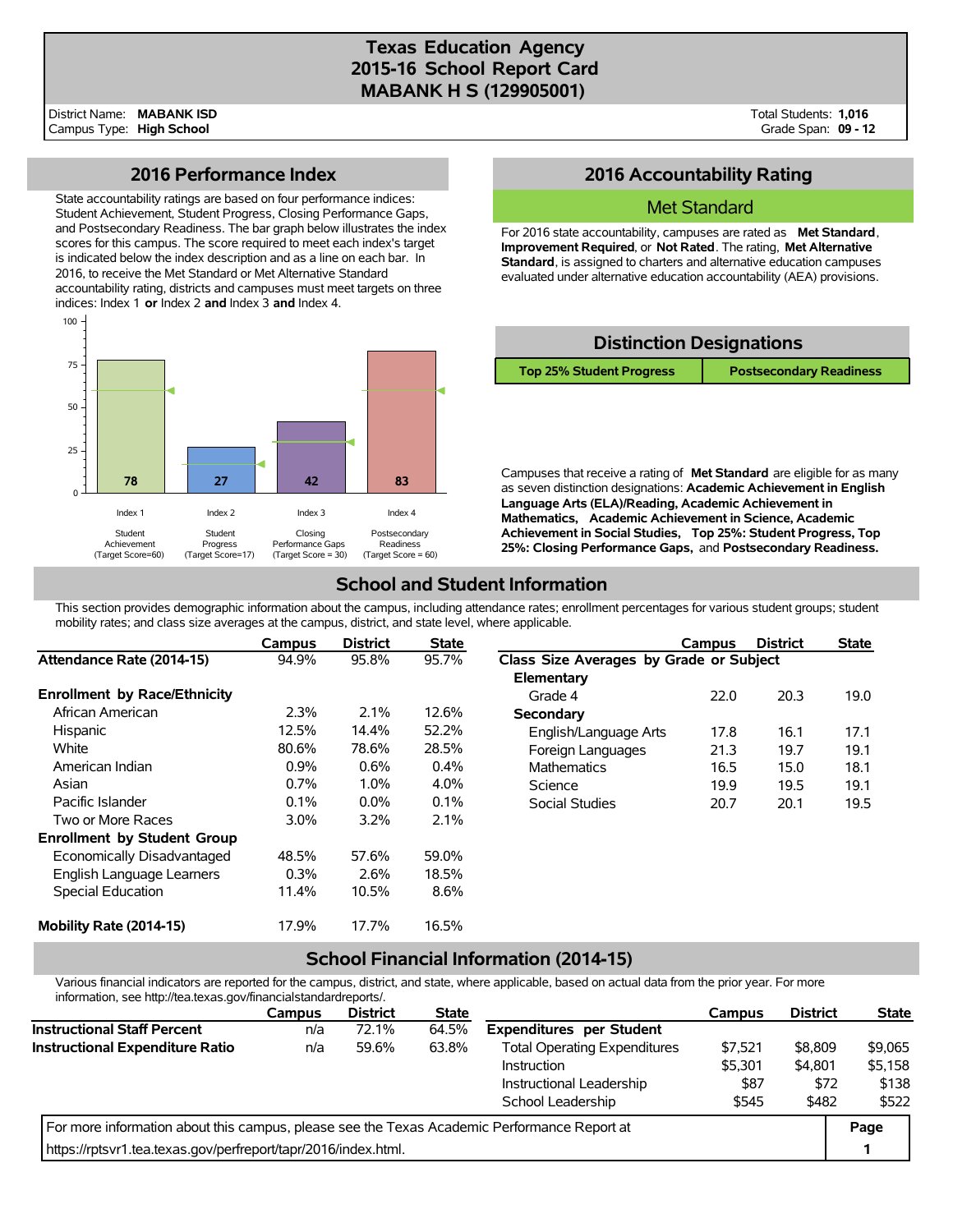# Texas Education Agency
# 2015-16 School Report Card
# MABANK H S (129905001)

District Name: **MABANK ISD**
Campus Type: **High School**

Total Students: **1,016**
Grade Span: **09 - 12**

## 2016 Performance Index

State accountability ratings are based on four performance indices: Student Achievement, Student Progress, Closing Performance Gaps, and Postsecondary Readiness. The bar graph below illustrates the index scores for this campus. The score required to meet each index's target is indicated below the index description and as a line on each bar. In 2016, to receive the Met Standard or Met Alternative Standard accountability rating, districts and campuses must meet targets on three indices: Index 1 **or** Index 2 **and** Index 3 **and** Index 4.

| Index | Description | Score | Target Score |
|---|---|---|---|
| Index 1 | Student Achievement | 78 | 60 |
| Index 2 | Student Progress | 27 | 17 |
| Index 3 | Closing Performance Gaps | 42 | 30 |
| Index 4 | Postsecondary Readiness | 83 | 60 |

## 2016 Accountability Rating

**Met Standard**

For 2016 state accountability, campuses are rated as **Met Standard**, **Improvement Required**, or **Not Rated**. The rating, **Met Alternative Standard**, is assigned to charters and alternative education campuses evaluated under alternative education accountability (AEA) provisions.

## Distinction Designations

| Top 25% Student Progress | Postsecondary Readiness |
|---|---|

Campuses that receive a rating of **Met Standard** are eligible for as many as seven distinction designations: **Academic Achievement in English Language Arts (ELA)/Reading, Academic Achievement in Mathematics, Academic Achievement in Science, Academic Achievement in Social Studies, Top 25%: Student Progress, Top 25%: Closing Performance Gaps,** and **Postsecondary Readiness.**

## School and Student Information

This section provides demographic information about the campus, including attendance rates; enrollment percentages for various student groups; student mobility rates; and class size averages at the campus, district, and state level, where applicable.

| | Campus | District | State |
|---|---|---|---|
| **Attendance Rate (2014-15)** | 94.9% | 95.8% | 95.7% |
| **Enrollment by Race/Ethnicity** | | | |
| African American | 2.3% | 2.1% | 12.6% |
| Hispanic | 12.5% | 14.4% | 52.2% |
| White | 80.6% | 78.6% | 28.5% |
| American Indian | 0.9% | 0.6% | 0.4% |
| Asian | 0.7% | 1.0% | 4.0% |
| Pacific Islander | 0.1% | 0.0% | 0.1% |
| Two or More Races | 3.0% | 3.2% | 2.1% |
| **Enrollment by Student Group** | | | |
| Economically Disadvantaged | 48.5% | 57.6% | 59.0% |
| English Language Learners | 0.3% | 2.6% | 18.5% |
| Special Education | 11.4% | 10.5% | 8.6% |
| **Mobility Rate (2014-15)** | 17.9% | 17.7% | 16.5% |

| | Campus | District | State |
|---|---|---|---|
| **Class Size Averages by Grade or Subject** | | | |
| **Elementary** | | | |
| Grade 4 | 22.0 | 20.3 | 19.0 |
| **Secondary** | | | |
| English/Language Arts | 17.8 | 16.1 | 17.1 |
| Foreign Languages | 21.3 | 19.7 | 19.1 |
| Mathematics | 16.5 | 15.0 | 18.1 |
| Science | 19.9 | 19.5 | 19.1 |
| Social Studies | 20.7 | 20.1 | 19.5 |

## School Financial Information (2014-15)

Various financial indicators are reported for the campus, district, and state, where applicable, based on actual data from the prior year. For more information, see http://tea.texas.gov/financialstandardreports/.

| | Campus | District | State |
|---|---|---|---|
| **Instructional Staff Percent** | n/a | 72.1% | 64.5% |
| **Instructional Expenditure Ratio** | n/a | 59.6% | 63.8% |

| | Campus | District | State |
|---|---|---|---|
| **Expenditures per Student** | | | |
| Total Operating Expenditures | $7,521 | $8,809 | $9,065 |
| Instruction | $5,301 | $4,801 | $5,158 |
| Instructional Leadership | $87 | $72 | $138 |
| School Leadership | $545 | $482 | $522 |

For more information about this campus, please see the Texas Academic Performance Report at https://rptsvr1.tea.texas.gov/perfreport/tapr/2016/index.html.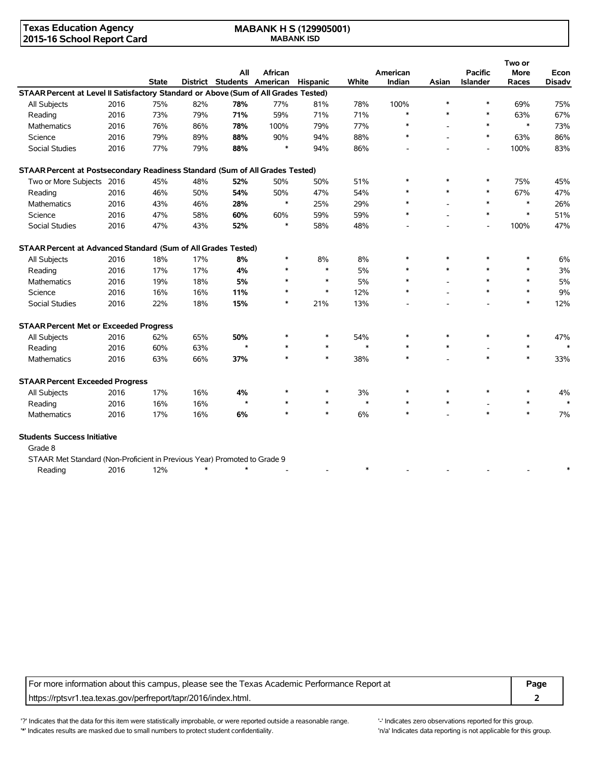**Texas Education Agency**
**2015-16 School Report Card**

**MABANK H S (129905001)**
**MABANK ISD**

| | | State | District | All Students | African American | Hispanic | White | American Indian | Asian | Pacific Islander | Two or More Races | Econ Disadv |
|---|---|---|---|---|---|---|---|---|---|---|---|---|
| **STAAR Percent at Level II Satisfactory Standard or Above (Sum of All Grades Tested)** | | | | | | | | | | | | |
| All Subjects | 2016 | 75% | 82% | **78%** | 77% | 81% | 78% | 100% | * | * | 69% | 75% |
| Reading | 2016 | 73% | 79% | **71%** | 59% | 71% | 71% | * | * | * | 63% | 67% |
| Mathematics | 2016 | 76% | 86% | **78%** | 100% | 79% | 77% | * | - | * | * | 73% |
| Science | 2016 | 79% | 89% | **88%** | 90% | 94% | 88% | * | - | * | 63% | 86% |
| Social Studies | 2016 | 77% | 79% | **88%** | * | 94% | 86% | - | - | - | 100% | 83% |
| **STAAR Percent at Postsecondary Readiness Standard (Sum of All Grades Tested)** | | | | | | | | | | | | |
| Two or More Subjects | 2016 | 45% | 48% | **52%** | 50% | 50% | 51% | * | * | * | 75% | 45% |
| Reading | 2016 | 46% | 50% | **54%** | 50% | 47% | 54% | * | * | * | 67% | 47% |
| Mathematics | 2016 | 43% | 46% | **28%** | * | 25% | 29% | * | - | * | * | 26% |
| Science | 2016 | 47% | 58% | **60%** | 60% | 59% | 59% | * | - | * | * | 51% |
| Social Studies | 2016 | 47% | 43% | **52%** | * | 58% | 48% | - | - | - | 100% | 47% |
| **STAAR Percent at Advanced Standard (Sum of All Grades Tested)** | | | | | | | | | | | | |
| All Subjects | 2016 | 18% | 17% | **8%** | * | 8% | 8% | * | * | * | * | 6% |
| Reading | 2016 | 17% | 17% | **4%** | * | * | 5% | * | * | * | * | 3% |
| Mathematics | 2016 | 19% | 18% | **5%** | * | * | 5% | * | - | * | * | 5% |
| Science | 2016 | 16% | 16% | **11%** | * | * | 12% | * | - | * | * | 9% |
| Social Studies | 2016 | 22% | 18% | **15%** | * | 21% | 13% | - | - | - | * | 12% |
| **STAAR Percent Met or Exceeded Progress** | | | | | | | | | | | | |
| All Subjects | 2016 | 62% | 65% | **50%** | * | * | 54% | * | * | * | * | 47% |
| Reading | 2016 | 60% | 63% | * | * | * | * | * | * | - | * | * |
| Mathematics | 2016 | 63% | 66% | **37%** | * | * | 38% | * | - | * | * | 33% |
| **STAAR Percent Exceeded Progress** | | | | | | | | | | | | |
| All Subjects | 2016 | 17% | 16% | **4%** | * | * | 3% | * | * | * | * | 4% |
| Reading | 2016 | 16% | 16% | * | * | * | * | * | * | - | * | * |
| Mathematics | 2016 | 17% | 16% | **6%** | * | * | 6% | * | - | * | * | 7% |
| **Students Success Initiative** | | | | | | | | | | | | |
| Grade 8 | | | | | | | | | | | | |
| STAAR Met Standard (Non-Proficient in Previous Year) Promoted to Grade 9 | | | | | | | | | | | | |
| Reading | 2016 | 12% | * | * | - | - | * | - | - | - | - | * |

For more information about this campus, please see the Texas Academic Performance Report at https://rptsvr1.tea.texas.gov/perfreport/tapr/2016/index.html.

'?' Indicates that the data for this item were statistically improbable, or were reported outside a reasonable range.
'*' Indicates results are masked due to small numbers to protect student confidentiality.
'-' Indicates zero observations reported for this group.
'n/a' Indicates data reporting is not applicable for this group.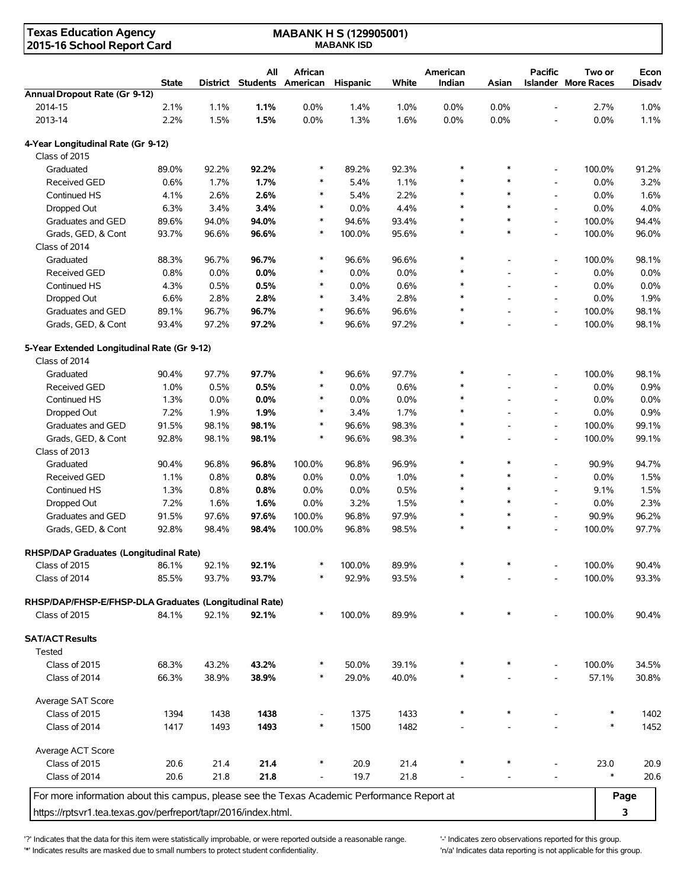**Texas Education Agency**
**2015-16 School Report Card**

**MABANK H S (129905001)**
**MABANK ISD**

| | State | District | All Students | African American | Hispanic | White | American Indian | Asian | Pacific Islander | Two or More Races | Econ Disadv |
|---|---|---|---|---|---|---|---|---|---|---|---|
| **Annual Dropout Rate (Gr 9-12)** | | | | | | | | | | | |
| 2014-15 | 2.1% | 1.1% | **1.1%** | 0.0% | 1.4% | 1.0% | 0.0% | 0.0% | - | 2.7% | 1.0% |
| 2013-14 | 2.2% | 1.5% | **1.5%** | 0.0% | 1.3% | 1.6% | 0.0% | 0.0% | - | 0.0% | 1.1% |
| **4-Year Longitudinal Rate (Gr 9-12)** | | | | | | | | | | | |
| Class of 2015 | | | | | | | | | | | |
| Graduated | 89.0% | 92.2% | **92.2%** | * | 89.2% | 92.3% | * | * | - | 100.0% | 91.2% |
| Received GED | 0.6% | 1.7% | **1.7%** | * | 5.4% | 1.1% | * | * | - | 0.0% | 3.2% |
| Continued HS | 4.1% | 2.6% | **2.6%** | * | 5.4% | 2.2% | * | * | - | 0.0% | 1.6% |
| Dropped Out | 6.3% | 3.4% | **3.4%** | * | 0.0% | 4.4% | * | * | - | 0.0% | 4.0% |
| Graduates and GED | 89.6% | 94.0% | **94.0%** | * | 94.6% | 93.4% | * | * | - | 100.0% | 94.4% |
| Grads, GED, & Cont | 93.7% | 96.6% | **96.6%** | * | 100.0% | 95.6% | * | * | - | 100.0% | 96.0% |
| Class of 2014 | | | | | | | | | | | |
| Graduated | 88.3% | 96.7% | **96.7%** | * | 96.6% | 96.6% | * | - | - | 100.0% | 98.1% |
| Received GED | 0.8% | 0.0% | **0.0%** | * | 0.0% | 0.0% | * | - | - | 0.0% | 0.0% |
| Continued HS | 4.3% | 0.5% | **0.5%** | * | 0.0% | 0.6% | * | - | - | 0.0% | 0.0% |
| Dropped Out | 6.6% | 2.8% | **2.8%** | * | 3.4% | 2.8% | * | - | - | 0.0% | 1.9% |
| Graduates and GED | 89.1% | 96.7% | **96.7%** | * | 96.6% | 96.6% | * | - | - | 100.0% | 98.1% |
| Grads, GED, & Cont | 93.4% | 97.2% | **97.2%** | * | 96.6% | 97.2% | * | - | - | 100.0% | 98.1% |
| **5-Year Extended Longitudinal Rate (Gr 9-12)** | | | | | | | | | | | |
| Class of 2014 | | | | | | | | | | | |
| Graduated | 90.4% | 97.7% | **97.7%** | * | 96.6% | 97.7% | * | - | - | 100.0% | 98.1% |
| Received GED | 1.0% | 0.5% | **0.5%** | * | 0.0% | 0.6% | * | - | - | 0.0% | 0.9% |
| Continued HS | 1.3% | 0.0% | **0.0%** | * | 0.0% | 0.0% | * | - | - | 0.0% | 0.0% |
| Dropped Out | 7.2% | 1.9% | **1.9%** | * | 3.4% | 1.7% | * | - | - | 0.0% | 0.9% |
| Graduates and GED | 91.5% | 98.1% | **98.1%** | * | 96.6% | 98.3% | * | - | - | 100.0% | 99.1% |
| Grads, GED, & Cont | 92.8% | 98.1% | **98.1%** | * | 96.6% | 98.3% | * | - | - | 100.0% | 99.1% |
| Class of 2013 | | | | | | | | | | | |
| Graduated | 90.4% | 96.8% | **96.8%** | 100.0% | 96.8% | 96.9% | * | * | - | 90.9% | 94.7% |
| Received GED | 1.1% | 0.8% | **0.8%** | 0.0% | 0.0% | 1.0% | * | * | - | 0.0% | 1.5% |
| Continued HS | 1.3% | 0.8% | **0.8%** | 0.0% | 0.0% | 0.5% | * | * | - | 9.1% | 1.5% |
| Dropped Out | 7.2% | 1.6% | **1.6%** | 0.0% | 3.2% | 1.5% | * | * | - | 0.0% | 2.3% |
| Graduates and GED | 91.5% | 97.6% | **97.6%** | 100.0% | 96.8% | 97.9% | * | * | - | 90.9% | 96.2% |
| Grads, GED, & Cont | 92.8% | 98.4% | **98.4%** | 100.0% | 96.8% | 98.5% | * | * | - | 100.0% | 97.7% |
| **RHSP/DAP Graduates (Longitudinal Rate)** | | | | | | | | | | | |
| Class of 2015 | 86.1% | 92.1% | **92.1%** | * | 100.0% | 89.9% | * | * | - | 100.0% | 90.4% |
| Class of 2014 | 85.5% | 93.7% | **93.7%** | * | 92.9% | 93.5% | * | - | - | 100.0% | 93.3% |
| **RHSP/DAP/FHSP-E/FHSP-DLA Graduates (Longitudinal Rate)** | | | | | | | | | | | |
| Class of 2015 | 84.1% | 92.1% | **92.1%** | * | 100.0% | 89.9% | * | * | - | 100.0% | 90.4% |
| **SAT/ACT Results** | | | | | | | | | | | |
| Tested | | | | | | | | | | | |
| Class of 2015 | 68.3% | 43.2% | **43.2%** | * | 50.0% | 39.1% | * | * | - | 100.0% | 34.5% |
| Class of 2014 | 66.3% | 38.9% | **38.9%** | * | 29.0% | 40.0% | * | - | - | 57.1% | 30.8% |
| Average SAT Score | | | | | | | | | | | |
| Class of 2015 | 1394 | 1438 | **1438** | - | 1375 | 1433 | * | * | - | * | 1402 |
| Class of 2014 | 1417 | 1493 | **1493** | * | 1500 | 1482 | - | - | - | * | 1452 |
| Average ACT Score | | | | | | | | | | | |
| Class of 2015 | 20.6 | 21.4 | **21.4** | * | 20.9 | 21.4 | * | * | - | 23.0 | 20.9 |
| Class of 2014 | 20.6 | 21.8 | **21.8** | - | 19.7 | 21.8 | - | - | - | * | 20.6 |

For more information about this campus, please see the Texas Academic Performance Report at https://rptsvr1.tea.texas.gov/perfreport/tapr/2016/index.html.

'?' Indicates that the data for this item were statistically improbable, or were reported outside a reasonable range.
'*' Indicates results are masked due to small numbers to protect student confidentiality.
'-' Indicates zero observations reported for this group.
'n/a' Indicates data reporting is not applicable for this group.